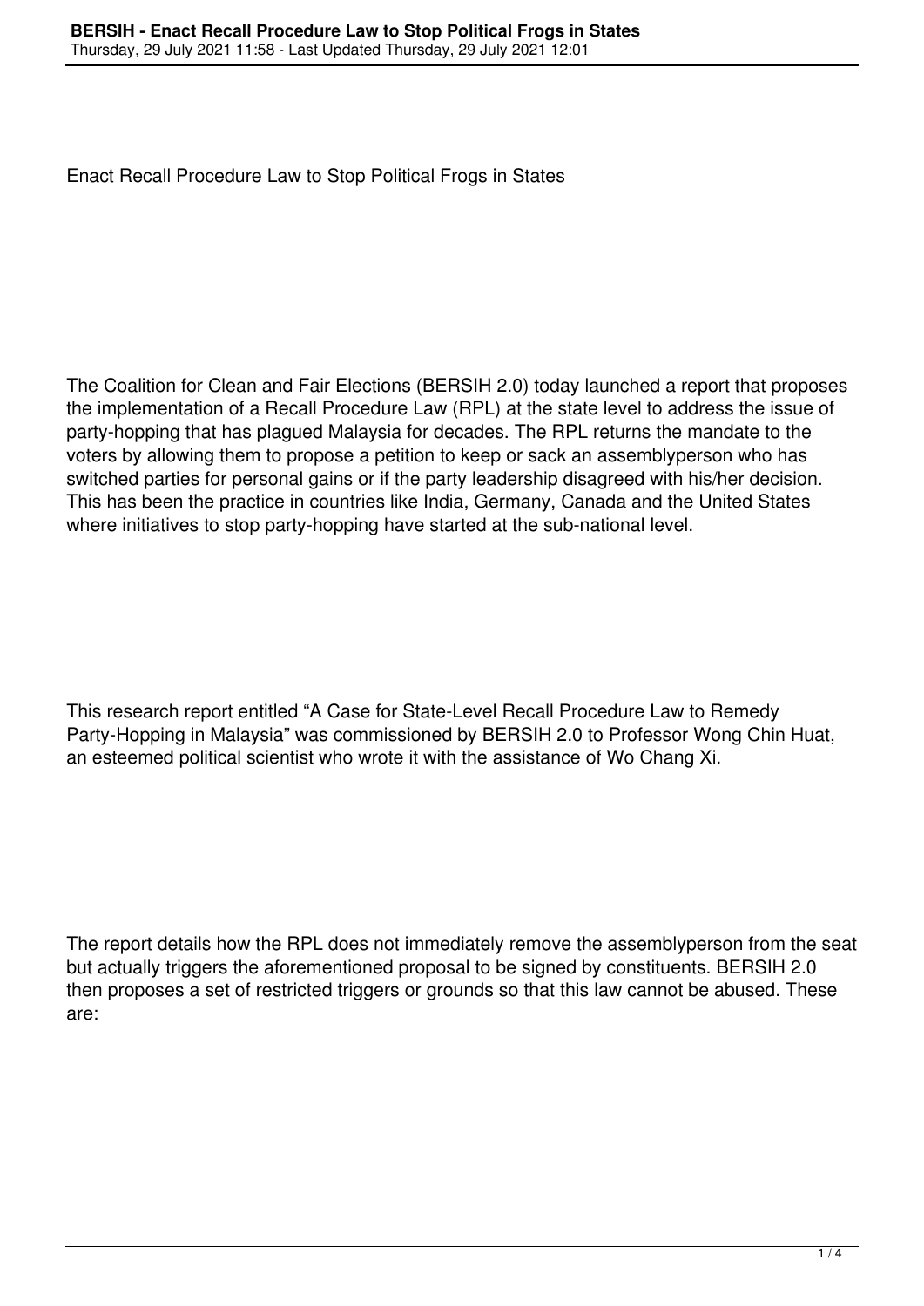# Enact Recall Procedure Law to Stop Political Frogs in States

The Coalition for Clean and Fair Elections (BERSIH 2.0) today launched a report that proposes the implementation of a Recall Procedure Law (RPL) at the state level to address the issue of party-hopping that has plagued Malaysia for decades. The RPL returns the mandate to the voters by allowing them to propose a petition to keep or sack an assemblyperson who has switched parties for personal gains or if the party leadership disagreed with his/her decision. This has been the practice in countries like India, Germany, Canada and the United States where initiatives to stop party-hopping have started at the sub-national level.

This research report entitled "A Case for State-Level Recall Procedure Law to Remedy Party-Hopping in Malaysia" was commissioned by BERSIH 2.0 to Professor Wong Chin Huat, an esteemed political scientist who wrote it with the assistance of Wo Chang Xi.

The report details how the RPL does not immediately remove the assemblyperson from the seat but actually triggers the aforementioned proposal to be signed by constituents. BERSIH 2.0 then proposes a set of restricted triggers or grounds so that this law cannot be abused. These are: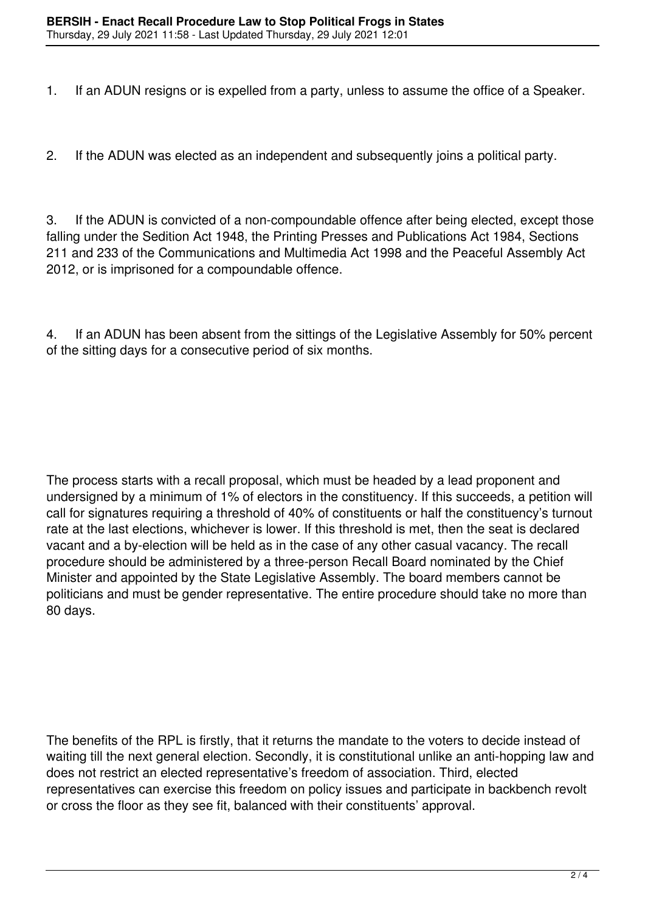1. If an ADUN resigns or is expelled from a party, unless to assume the office of a Speaker.

2. If the ADUN was elected as an independent and subsequently joins a political party.

3. If the ADUN is convicted of a non-compoundable offence after being elected, except those falling under the Sedition Act 1948, the Printing Presses and Publications Act 1984, Sections 211 and 233 of the Communications and Multimedia Act 1998 and the Peaceful Assembly Act 2012, or is imprisoned for a compoundable offence.

4. If an ADUN has been absent from the sittings of the Legislative Assembly for 50% percent of the sitting days for a consecutive period of six months.

The process starts with a recall proposal, which must be headed by a lead proponent and undersigned by a minimum of 1% of electors in the constituency. If this succeeds, a petition will call for signatures requiring a threshold of 40% of constituents or half the constituency's turnout rate at the last elections, whichever is lower. If this threshold is met, then the seat is declared vacant and a by-election will be held as in the case of any other casual vacancy. The recall procedure should be administered by a three-person Recall Board nominated by the Chief Minister and appointed by the State Legislative Assembly. The board members cannot be politicians and must be gender representative. The entire procedure should take no more than 80 days.

The benefits of the RPL is firstly, that it returns the mandate to the voters to decide instead of waiting till the next general election. Secondly, it is constitutional unlike an anti-hopping law and does not restrict an elected representative's freedom of association. Third, elected representatives can exercise this freedom on policy issues and participate in backbench revolt or cross the floor as they see fit, balanced with their constituents' approval.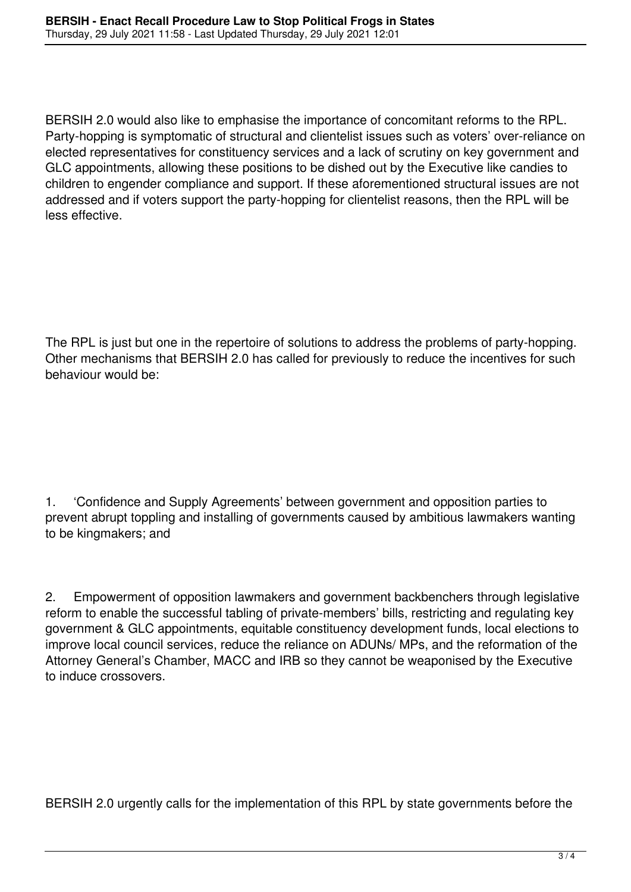BERSIH 2.0 would also like to emphasise the importance of concomitant reforms to the RPL. Party-hopping is symptomatic of structural and clientelist issues such as voters' over-reliance on elected representatives for constituency services and a lack of scrutiny on key government and GLC appointments, allowing these positions to be dished out by the Executive like candies to children to engender compliance and support. If these aforementioned structural issues are not addressed and if voters support the party-hopping for clientelist reasons, then the RPL will be less effective.

The RPL is just but one in the repertoire of solutions to address the problems of party-hopping. Other mechanisms that BERSIH 2.0 has called for previously to reduce the incentives for such behaviour would be:

1. 'Confidence and Supply Agreements' between government and opposition parties to prevent abrupt toppling and installing of governments caused by ambitious lawmakers wanting to be kingmakers; and

2. Empowerment of opposition lawmakers and government backbenchers through legislative reform to enable the successful tabling of private-members' bills, restricting and regulating key government & GLC appointments, equitable constituency development funds, local elections to improve local council services, reduce the reliance on ADUNs/ MPs, and the reformation of the Attorney General's Chamber, MACC and IRB so they cannot be weaponised by the Executive to induce crossovers.

BERSIH 2.0 urgently calls for the implementation of this RPL by state governments before the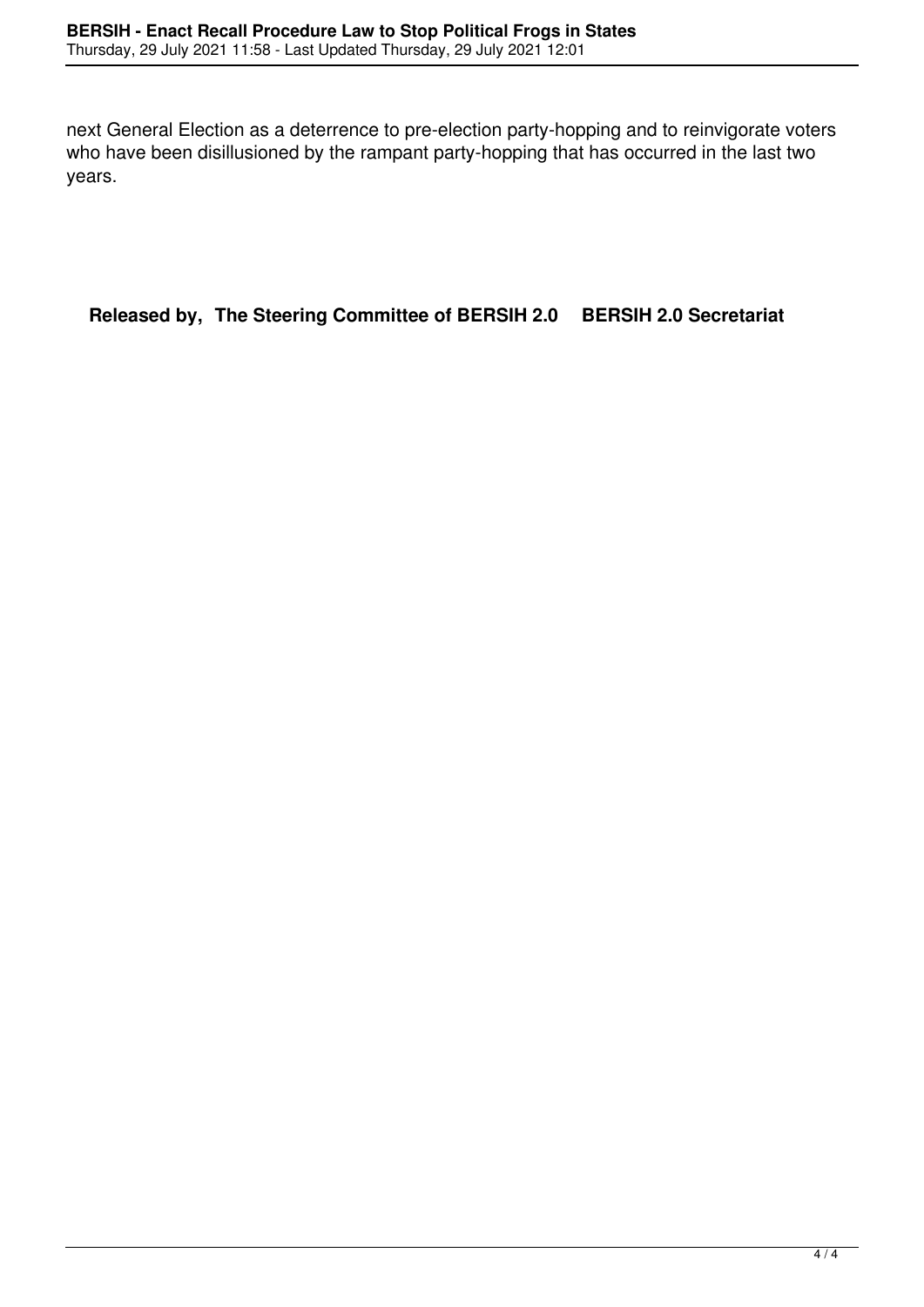next General Election as a deterrence to pre-election party-hopping and to reinvigorate voters who have been disillusioned by the rampant party-hopping that has occurred in the last two years.

**Released by,**

**The Steering Committee of BERSIH 2.0**

**BERSIH 2.0 Secretariat**